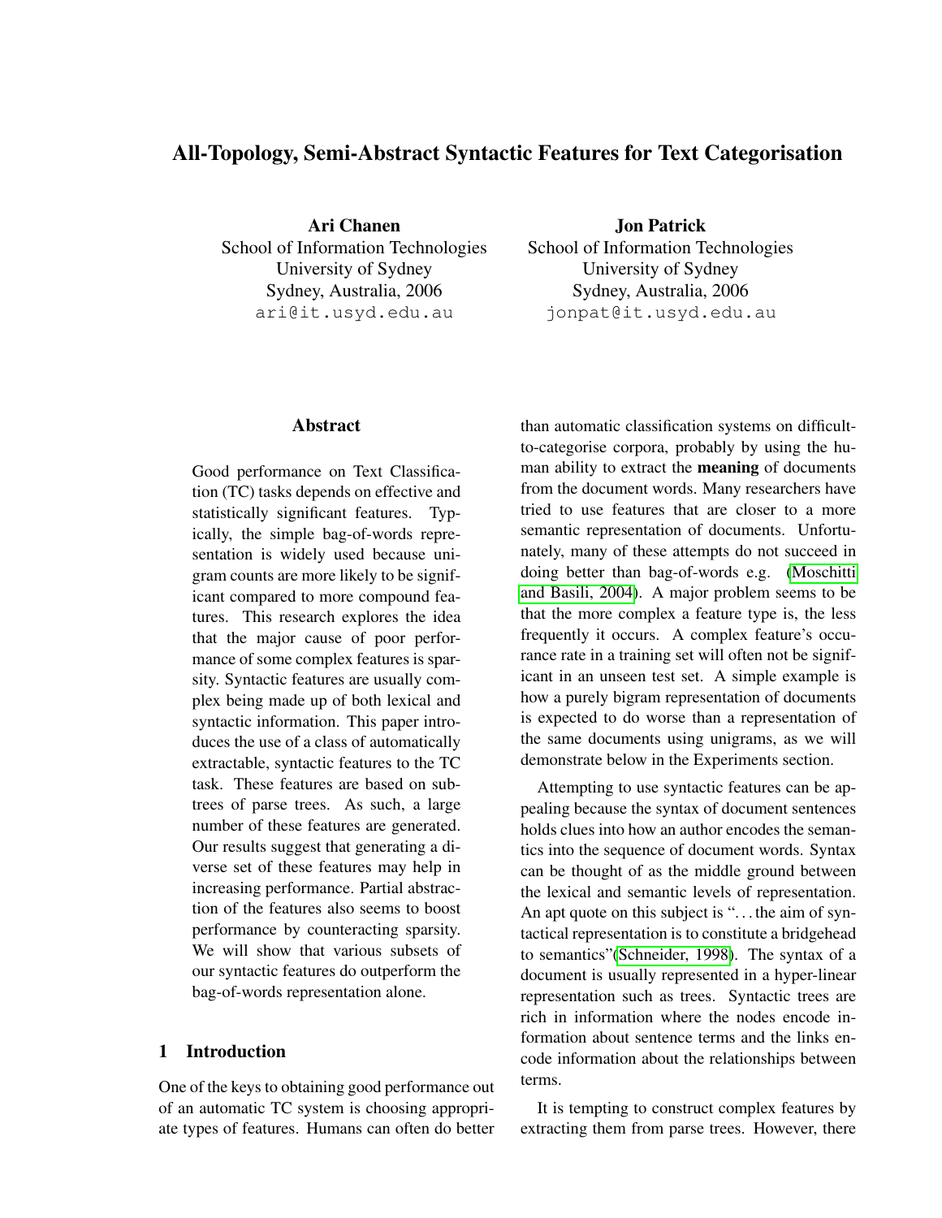# All-Topology, Semi-Abstract Syntactic Features for Text Categorisation

**Ari Chanen**
School of Information Technologies
University of Sydney
Sydney, Australia, 2006
`ari@it.usyd.edu.au`

**Jon Patrick**
School of Information Technologies
University of Sydney
Sydney, Australia, 2006
`jonpat@it.usyd.edu.au`

## Abstract

Good performance on Text Classification (TC) tasks depends on effective and statistically significant features. Typically, the simple bag-of-words representation is widely used because unigram counts are more likely to be significant compared to more compound features. This research explores the idea that the major cause of poor performance of some complex features is sparsity. Syntactic features are usually complex being made up of both lexical and syntactic information. This paper introduces the use of a class of automatically extractable, syntactic features to the TC task. These features are based on subtrees of parse trees. As such, a large number of these features are generated. Our results suggest that generating a diverse set of these features may help in increasing performance. Partial abstraction of the features also seems to boost performance by counteracting sparsity. We will show that various subsets of our syntactic features do outperform the bag-of-words representation alone.

## 1 Introduction

One of the keys to obtaining good performance out of an automatic TC system is choosing appropriate types of features. Humans can often do better than automatic classification systems on difficult-to-categorise corpora, probably by using the human ability to extract the **meaning** of documents from the document words. Many researchers have tried to use features that are closer to a more semantic representation of documents. Unfortunately, many of these attempts do not succeed in doing better than bag-of-words e.g. (Moschitti and Basili, 2004). A major problem seems to be that the more complex a feature type is, the less frequently it occurs. A complex feature's occurance rate in a training set will often not be significant in an unseen test set. A simple example is how a purely bigram representation of documents is expected to do worse than a representation of the same documents using unigrams, as we will demonstrate below in the Experiments section.

Attempting to use syntactic features can be appealing because the syntax of document sentences holds clues into how an author encodes the semantics into the sequence of document words. Syntax can be thought of as the middle ground between the lexical and semantic levels of representation. An apt quote on this subject is "…the aim of syntactical representation is to constitute a bridgehead to semantics"(Schneider, 1998). The syntax of a document is usually represented in a hyper-linear representation such as trees. Syntactic trees are rich in information where the nodes encode information about sentence terms and the links encode information about the relationships between terms.

It is tempting to construct complex features by extracting them from parse trees. However, there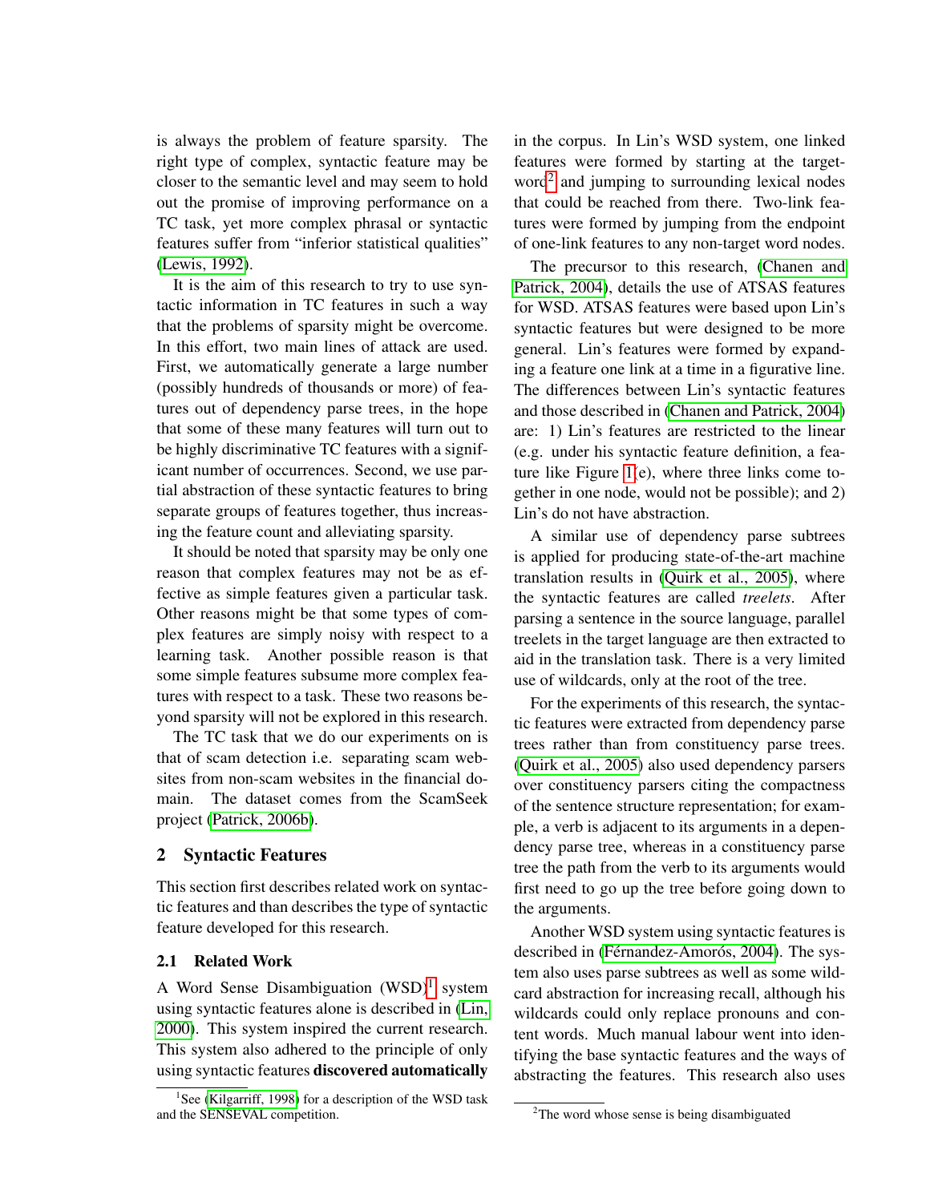is always the problem of feature sparsity. The right type of complex, syntactic feature may be closer to the semantic level and may seem to hold out the promise of improving performance on a TC task, yet more complex phrasal or syntactic features suffer from "inferior statistical qualities" (Lewis, 1992).

It is the aim of this research to try to use syntactic information in TC features in such a way that the problems of sparsity might be overcome. In this effort, two main lines of attack are used. First, we automatically generate a large number (possibly hundreds of thousands or more) of features out of dependency parse trees, in the hope that some of these many features will turn out to be highly discriminative TC features with a significant number of occurrences. Second, we use partial abstraction of these syntactic features to bring separate groups of features together, thus increasing the feature count and alleviating sparsity.

It should be noted that sparsity may be only one reason that complex features may not be as effective as simple features given a particular task. Other reasons might be that some types of complex features are simply noisy with respect to a learning task. Another possible reason is that some simple features subsume more complex features with respect to a task. These two reasons beyond sparsity will not be explored in this research.

The TC task that we do our experiments on is that of scam detection i.e. separating scam websites from non-scam websites in the financial domain. The dataset comes from the ScamSeek project (Patrick, 2006b).

## 2 Syntactic Features

This section first describes related work on syntactic features and than describes the type of syntactic feature developed for this research.

### 2.1 Related Work

A Word Sense Disambiguation (WSD)[1] system using syntactic features alone is described in (Lin, 2000). This system inspired the current research. This system also adhered to the principle of only using syntactic features **discovered automatically** in the corpus. In Lin's WSD system, one linked features were formed by starting at the target-word[2] and jumping to surrounding lexical nodes that could be reached from there. Two-link features were formed by jumping from the endpoint of one-link features to any non-target word nodes.

The precursor to this research, (Chanen and Patrick, 2004), details the use of ATSAS features for WSD. ATSAS features were based upon Lin's syntactic features but were designed to be more general. Lin's features were formed by expanding a feature one link at a time in a figurative line. The differences between Lin's syntactic features and those described in (Chanen and Patrick, 2004) are: 1) Lin's features are restricted to the linear (e.g. under his syntactic feature definition, a feature like Figure 1(e), where three links come together in one node, would not be possible); and 2) Lin's do not have abstraction.

A similar use of dependency parse subtrees is applied for producing state-of-the-art machine translation results in (Quirk et al., 2005), where the syntactic features are called *treelets*. After parsing a sentence in the source language, parallel treelets in the target language are then extracted to aid in the translation task. There is a very limited use of wildcards, only at the root of the tree.

For the experiments of this research, the syntactic features were extracted from dependency parse trees rather than from constituency parse trees. (Quirk et al., 2005) also used dependency parsers over constituency parsers citing the compactness of the sentence structure representation; for example, a verb is adjacent to its arguments in a dependency parse tree, whereas in a constituency parse tree the path from the verb to its arguments would first need to go up the tree before going down to the arguments.

Another WSD system using syntactic features is described in (Férnandez-Amorós, 2004). The system also uses parse subtrees as well as some wildcard abstraction for increasing recall, although his wildcards could only replace pronouns and content words. Much manual labour went into identifying the base syntactic features and the ways of abstracting the features. This research also uses

[1] See (Kilgarriff, 1998) for a description of the WSD task and the SENSEVAL competition.

[2] The word whose sense is being disambiguated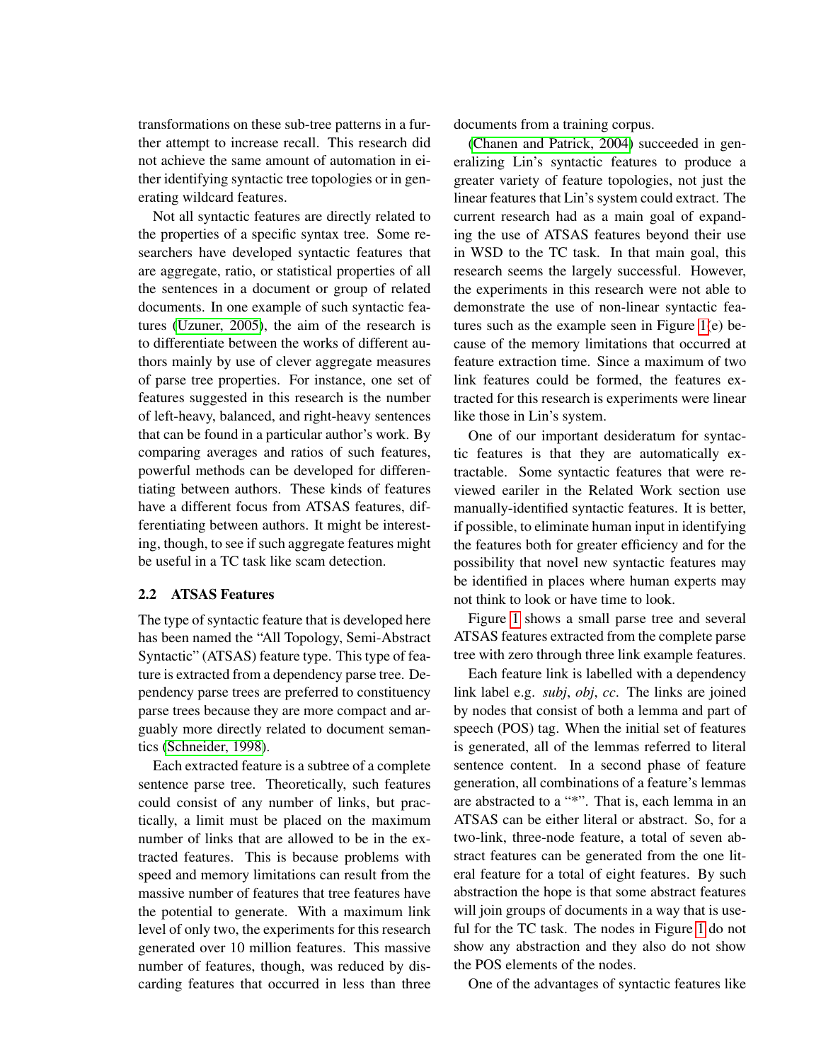transformations on these sub-tree patterns in a further attempt to increase recall. This research did not achieve the same amount of automation in either identifying syntactic tree topologies or in generating wildcard features.

Not all syntactic features are directly related to the properties of a specific syntax tree. Some researchers have developed syntactic features that are aggregate, ratio, or statistical properties of all the sentences in a document or group of related documents. In one example of such syntactic features (Uzuner, 2005), the aim of the research is to differentiate between the works of different authors mainly by use of clever aggregate measures of parse tree properties. For instance, one set of features suggested in this research is the number of left-heavy, balanced, and right-heavy sentences that can be found in a particular author's work. By comparing averages and ratios of such features, powerful methods can be developed for differentiating between authors. These kinds of features have a different focus from ATSAS features, differentiating between authors. It might be interesting, though, to see if such aggregate features might be useful in a TC task like scam detection.

### 2.2 ATSAS Features

The type of syntactic feature that is developed here has been named the "All Topology, Semi-Abstract Syntactic" (ATSAS) feature type. This type of feature is extracted from a dependency parse tree. Dependency parse trees are preferred to constituency parse trees because they are more compact and arguably more directly related to document semantics (Schneider, 1998).

Each extracted feature is a subtree of a complete sentence parse tree. Theoretically, such features could consist of any number of links, but practically, a limit must be placed on the maximum number of links that are allowed to be in the extracted features. This is because problems with speed and memory limitations can result from the massive number of features that tree features have the potential to generate. With a maximum link level of only two, the experiments for this research generated over 10 million features. This massive number of features, though, was reduced by discarding features that occurred in less than three documents from a training corpus.

(Chanen and Patrick, 2004) succeeded in generalizing Lin's syntactic features to produce a greater variety of feature topologies, not just the linear features that Lin's system could extract. The current research had as a main goal of expanding the use of ATSAS features beyond their use in WSD to the TC task. In that main goal, this research seems the largely successful. However, the experiments in this research were not able to demonstrate the use of non-linear syntactic features such as the example seen in Figure 1(e) because of the memory limitations that occurred at feature extraction time. Since a maximum of two link features could be formed, the features extracted for this research is experiments were linear like those in Lin's system.

One of our important desideratum for syntactic features is that they are automatically extractable. Some syntactic features that were reviewed eariler in the Related Work section use manually-identified syntactic features. It is better, if possible, to eliminate human input in identifying the features both for greater efficiency and for the possibility that novel new syntactic features may be identified in places where human experts may not think to look or have time to look.

Figure 1 shows a small parse tree and several ATSAS features extracted from the complete parse tree with zero through three link example features.

Each feature link is labelled with a dependency link label e.g. *subj*, *obj*, *cc*. The links are joined by nodes that consist of both a lemma and part of speech (POS) tag. When the initial set of features is generated, all of the lemmas referred to literal sentence content. In a second phase of feature generation, all combinations of a feature's lemmas are abstracted to a "*". That is, each lemma in an ATSAS can be either literal or abstract. So, for a two-link, three-node feature, a total of seven abstract features can be generated from the one literal feature for a total of eight features. By such abstraction the hope is that some abstract features will join groups of documents in a way that is useful for the TC task. The nodes in Figure 1 do not show any abstraction and they also do not show the POS elements of the nodes.

One of the advantages of syntactic features like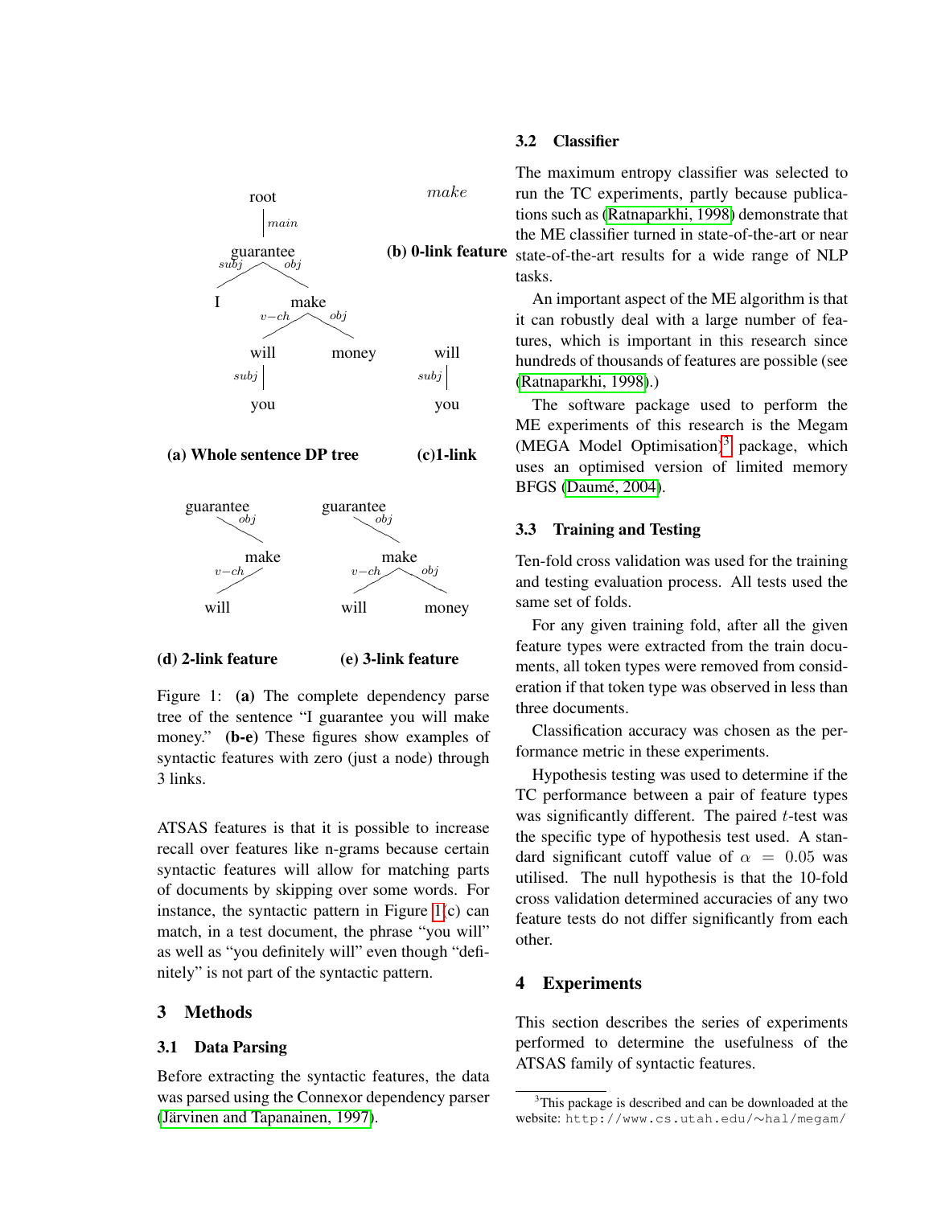Figure 1: **(a)** The complete dependency parse tree of the sentence "I guarantee you will make money." **(b-e)** These figures show examples of syntactic features with zero (just a node) through 3 links.

ATSAS features is that it is possible to increase recall over features like n-grams because certain syntactic features will allow for matching parts of documents by skipping over some words. For instance, the syntactic pattern in Figure 1(c) can match, in a test document, the phrase "you will" as well as "you definitely will" even though "definitely" is not part of the syntactic pattern.

## 3 Methods

### 3.1 Data Parsing

Before extracting the syntactic features, the data was parsed using the Connexor dependency parser (Järvinen and Tapanainen, 1997).

### 3.2 Classifier

The maximum entropy classifier was selected to run the TC experiments, partly because publications such as (Ratnaparkhi, 1998) demonstrate that the ME classifier turned in state-of-the-art or near state-of-the-art results for a wide range of NLP tasks.

An important aspect of the ME algorithm is that it can robustly deal with a large number of features, which is important in this research since hundreds of thousands of features are possible (see (Ratnaparkhi, 1998).)

The software package used to perform the ME experiments of this research is the Megam (MEGA Model Optimisation)[3] package, which uses an optimised version of limited memory BFGS (Daumé, 2004).

### 3.3 Training and Testing

Ten-fold cross validation was used for the training and testing evaluation process. All tests used the same set of folds.

For any given training fold, after all the given feature types were extracted from the train documents, all token types were removed from consideration if that token type was observed in less than three documents.

Classification accuracy was chosen as the performance metric in these experiments.

Hypothesis testing was used to determine if the TC performance between a pair of feature types was significantly different. The paired $t$-test was the specific type of hypothesis test used. A standard significant cutoff value of $\alpha = 0.05$ was utilised. The null hypothesis is that the 10-fold cross validation determined accuracies of any two feature tests do not differ significantly from each other.

## 4 Experiments

This section describes the series of experiments performed to determine the usefulness of the ATSAS family of syntactic features.

[3] This package is described and can be downloaded at the website: `http://www.cs.utah.edu/~hal/megam/`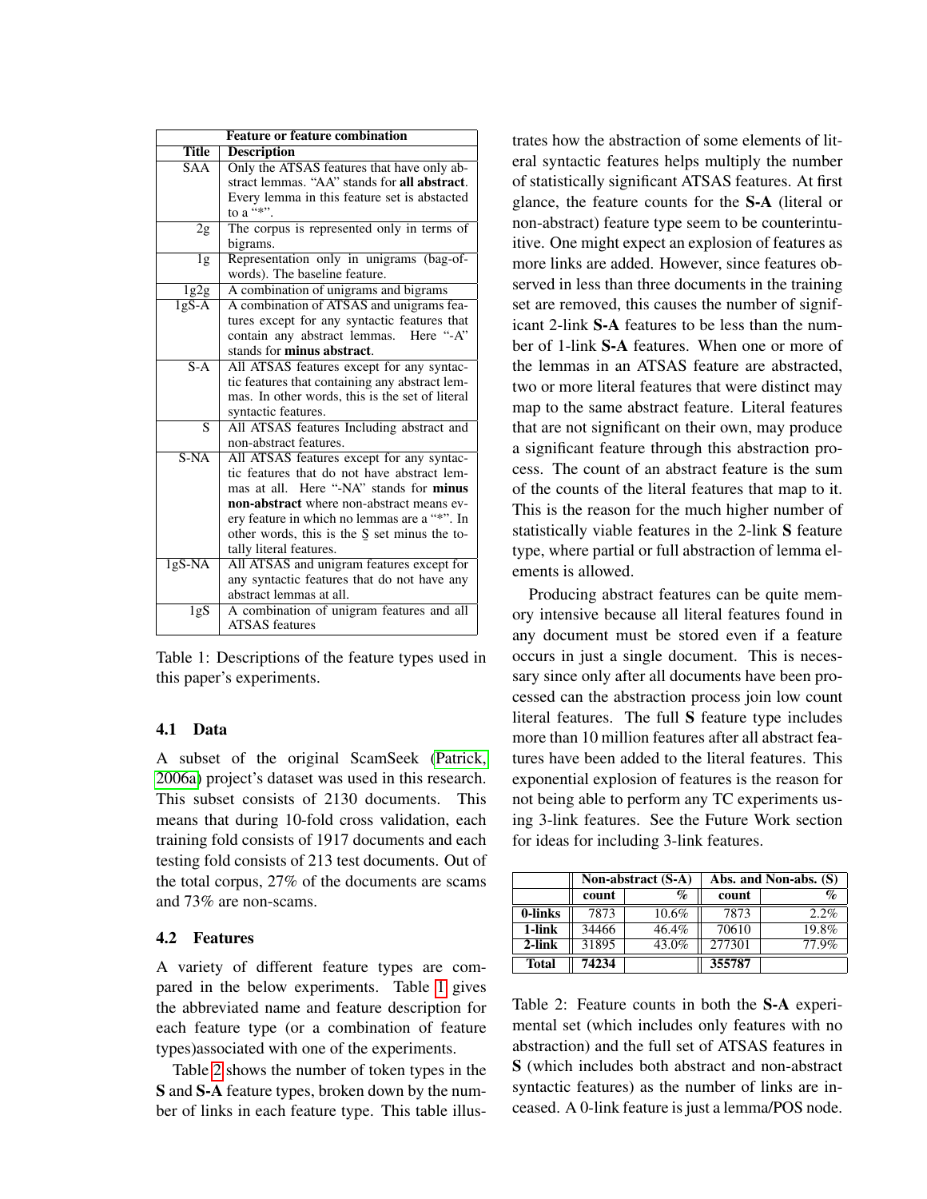| Feature or feature combination | |
|---|---|
| **Title** | **Description** |
| SAA | Only the ATSAS features that have only abstract lemmas. "AA" stands for **all abstract**. Every lemma in this feature set is abstacted to a "*". |
| 2g | The corpus is represented only in terms of bigrams. |
| 1g | Representation only in unigrams (bag-of-words). The baseline feature. |
| 1g2g | A combination of unigrams and bigrams |
| 1gS-A | A combination of ATSAS and unigrams features except for any syntactic features that contain any abstract lemmas. Here "-A" stands for **minus abstract**. |
| S-A | All ATSAS features except for any syntactic features that containing any abstract lemmas. In other words, this is the set of literal syntactic features. |
| S | All ATSAS features Including abstract and non-abstract features. |
| S-NA | All ATSAS features except for any syntactic features that do not have abstract lemmas at all. Here "-NA" stands for **minus non-abstract** where non-abstract means every feature in which no lemmas are a "*". In other words, this is the S set minus the totally literal features. |
| 1gS-NA | All ATSAS and unigram features except for any syntactic features that do not have any abstract lemmas at all. |
| 1gS | A combination of unigram features and all ATSAS features |

Table 1: Descriptions of the feature types used in this paper's experiments.

### 4.1 Data

A subset of the original ScamSeek (Patrick, 2006a) project's dataset was used in this research. This subset consists of 2130 documents. This means that during 10-fold cross validation, each training fold consists of 1917 documents and each testing fold consists of 213 test documents. Out of the total corpus, 27% of the documents are scams and 73% are non-scams.

### 4.2 Features

A variety of different feature types are compared in the below experiments. Table 1 gives the abbreviated name and feature description for each feature type (or a combination of feature types)associated with one of the experiments.

Table 2 shows the number of token types in the **S** and **S-A** feature types, broken down by the number of links in each feature type. This table illustrates how the abstraction of some elements of literal syntactic features helps multiply the number of statistically significant ATSAS features. At first glance, the feature counts for the **S-A** (literal or non-abstract) feature type seem to be counterintuitive. One might expect an explosion of features as more links are added. However, since features observed in less than three documents in the training set are removed, this causes the number of significant 2-link **S-A** features to be less than the number of 1-link **S-A** features. When one or more of the lemmas in an ATSAS feature are abstracted, two or more literal features that were distinct may map to the same abstract feature. Literal features that are not significant on their own, may produce a significant feature through this abstraction process. The count of an abstract feature is the sum of the counts of the literal features that map to it. This is the reason for the much higher number of statistically viable features in the 2-link **S** feature type, where partial or full abstraction of lemma elements is allowed.

Producing abstract features can be quite memory intensive because all literal features found in any document must be stored even if a feature occurs in just a single document. This is necessary since only after all documents have been processed can the abstraction process join low count literal features. The full **S** feature type includes more than 10 million features after all abstract features have been added to the literal features. This exponential explosion of features is the reason for not being able to perform any TC experiments using 3-link features. See the Future Work section for ideas for including 3-link features.

| | **Non-abstract (S-A)** | | **Abs. and Non-abs. (S)** | |
|---|---|---|---|---|
| | **count** | **%** | **count** | **%** |
| **0-links** | 7873 | 10.6% | 7873 | 2.2% |
| **1-link** | 34466 | 46.4% | 70610 | 19.8% |
| **2-link** | 31895 | 43.0% | 277301 | 77.9% |
| **Total** | **74234** | | **355787** | |

Table 2: Feature counts in both the **S-A** experimental set (which includes only features with no abstraction) and the full set of ATSAS features in **S** (which includes both abstract and non-abstract syntactic features) as the number of links are inceased. A 0-link feature is just a lemma/POS node.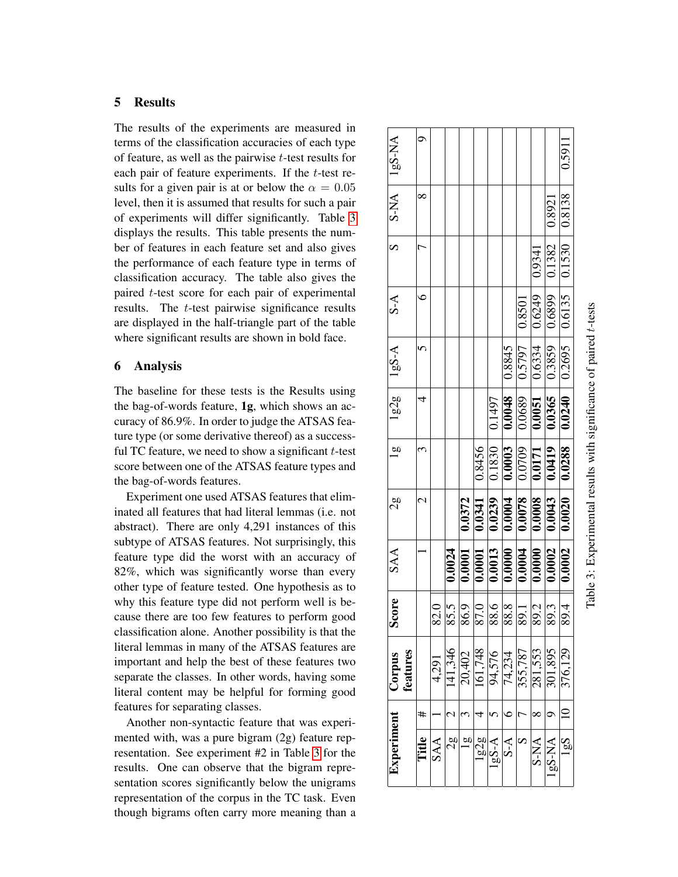## 5 Results

The results of the experiments are measured in terms of the classification accuracies of each type of feature, as well as the pairwise $t$-test results for each pair of feature experiments. If the $t$-test results for a given pair is at or below the $\alpha = 0.05$ level, then it is assumed that results for such a pair of experiments will differ significantly. Table 3 displays the results. This table presents the number of features in each feature set and also gives the performance of each feature type in terms of classification accuracy. The table also gives the paired $t$-test score for each pair of experimental results. The $t$-test pairwise significance results are displayed in the half-triangle part of the table where significant results are shown in bold face.

| Experiment | | Corpus features | Score | SAA | 2g | 1g | 1g2g | 1gS-A | S-A | S | S-NA | 1gS-NA |
|---|---|---|---|---|---|---|---|---|---|---|---|---|
| **Title** | **#** | | | 1 | 2 | 3 | 4 | 5 | 6 | 7 | 8 | 9 |
| SAA | 1 | 4,291 | 82.0 | | | | | | | | | |
| 2g | 2 | 141,346 | 85.5 | **0.0024** | | | | | | | | |
| 1g | 3 | 20,402 | 86.9 | **0.0001** | **0.0372** | | | | | | | |
| 1g2g | 4 | 161,748 | 87.0 | **0.0001** | **0.0341** | 0.8456 | | | | | | |
| 1gS-A | 5 | 94,576 | 88.6 | **0.0013** | **0.0239** | 0.1830 | 0.1497 | | | | | |
| S-A | 6 | 74,234 | 88.8 | **0.0000** | **0.0004** | **0.0003** | **0.0048** | 0.8845 | | | | |
| S | 7 | 355,787 | 89.1 | **0.0004** | **0.0078** | 0.0709 | 0.0689 | 0.5797 | 0.8501 | | | |
| S-NA | 8 | 281,553 | 89.2 | **0.0000** | **0.0008** | **0.0171** | **0.0051** | 0.6334 | 0.6249 | 0.9341 | | |
| 1gS-NA | 9 | 301,895 | 89.3 | **0.0002** | **0.0043** | **0.0419** | **0.0365** | 0.3859 | 0.6899 | 0.1382 | 0.8921 | |
| 1gS | 10 | 376,129 | 89.4 | **0.0002** | **0.0020** | **0.0288** | **0.0240** | 0.2695 | 0.6135 | 0.1530 | 0.8138 | 0.5911 |

Table 3: Experimental results with significance of paired $t$-tests

## 6 Analysis

The baseline for these tests is the Results using the bag-of-words feature, **1g**, which shows an accuracy of 86.9%. In order to judge the ATSAS feature type (or some derivative thereof) as a successful TC feature, we need to show a significant $t$-test score between one of the ATSAS feature types and the bag-of-words features.

Experiment one used ATSAS features that eliminated all features that had literal lemmas (i.e. not abstract). There are only 4,291 instances of this subtype of ATSAS features. Not surprisingly, this feature type did the worst with an accuracy of 82%, which was significantly worse than every other type of feature tested. One hypothesis as to why this feature type did not perform well is because there are too few features to perform good classification alone. Another possibility is that the literal lemmas in many of the ATSAS features are important and help the best of these features two separate the classes. In other words, having some literal content may be helpful for forming good features for separating classes.

Another non-syntactic feature that was experimented with, was a pure bigram (2g) feature representation. See experiment #2 in Table 3 for the results. One can observe that the bigram representation scores significantly below the unigrams representation of the corpus in the TC task. Even though bigrams often carry more meaning than a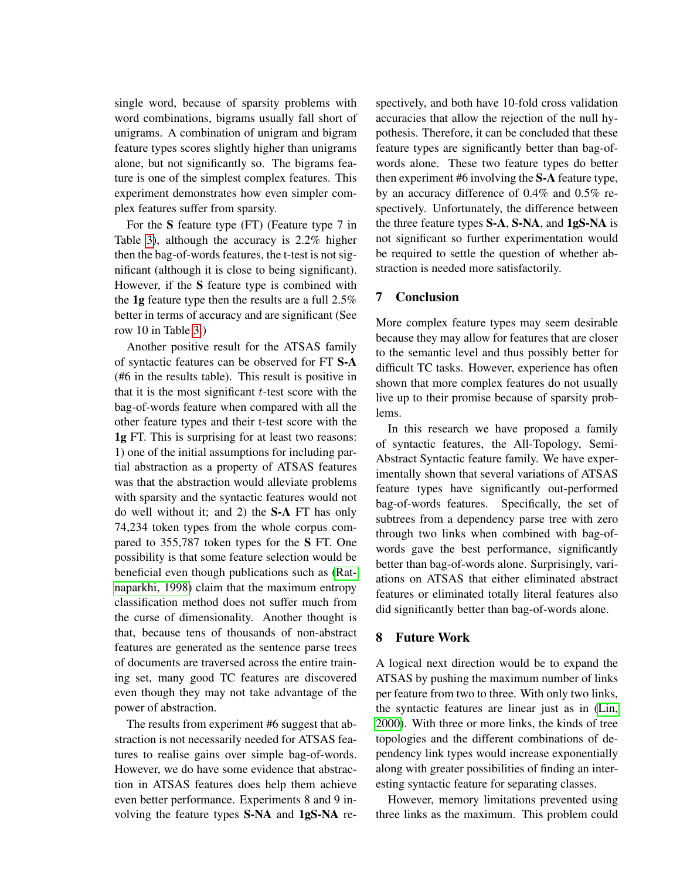single word, because of sparsity problems with word combinations, bigrams usually fall short of unigrams. A combination of unigram and bigram feature types scores slightly higher than unigrams alone, but not significantly so. The bigrams feature is one of the simplest complex features. This experiment demonstrates how even simpler complex features suffer from sparsity.

For the **S** feature type (FT) (Feature type 7 in Table 3), although the accuracy is 2.2% higher then the bag-of-words features, the t-test is not significant (although it is close to being significant). However, if the **S** feature type is combined with the **1g** feature type then the results are a full 2.5% better in terms of accuracy and are significant (See row 10 in Table 3.)

Another positive result for the ATSAS family of syntactic features can be observed for FT **S-A** (#6 in the results table). This result is positive in that it is the most significant $t$-test score with the bag-of-words feature when compared with all the other feature types and their t-test score with the **1g** FT. This is surprising for at least two reasons: 1) one of the initial assumptions for including partial abstraction as a property of ATSAS features was that the abstraction would alleviate problems with sparsity and the syntactic features would not do well without it; and 2) the **S-A** FT has only 74,234 token types from the whole corpus compared to 355,787 token types for the **S** FT. One possibility is that some feature selection would be beneficial even though publications such as (Ratnaparkhi, 1998) claim that the maximum entropy classification method does not suffer much from the curse of dimensionality. Another thought is that, because tens of thousands of non-abstract features are generated as the sentence parse trees of documents are traversed across the entire training set, many good TC features are discovered even though they may not take advantage of the power of abstraction.

The results from experiment #6 suggest that abstraction is not necessarily needed for ATSAS features to realise gains over simple bag-of-words. However, we do have some evidence that abstraction in ATSAS features does help them achieve even better performance. Experiments 8 and 9 involving the feature types **S-NA** and **1gS-NA** respectively, and both have 10-fold cross validation accuracies that allow the rejection of the null hypothesis. Therefore, it can be concluded that these feature types are significantly better than bag-of-words alone. These two feature types do better then experiment #6 involving the **S-A** feature type, by an accuracy difference of 0.4% and 0.5% respectively. Unfortunately, the difference between the three feature types **S-A**, **S-NA**, and **1gS-NA** is not significant so further experimentation would be required to settle the question of whether abstraction is needed more satisfactorily.

## 7 Conclusion

More complex feature types may seem desirable because they may allow for features that are closer to the semantic level and thus possibly better for difficult TC tasks. However, experience has often shown that more complex features do not usually live up to their promise because of sparsity problems.

In this research we have proposed a family of syntactic features, the All-Topology, Semi-Abstract Syntactic feature family. We have experimentally shown that several variations of ATSAS feature types have significantly out-performed bag-of-words features. Specifically, the set of subtrees from a dependency parse tree with zero through two links when combined with bag-of-words gave the best performance, significantly better than bag-of-words alone. Surprisingly, variations on ATSAS that either eliminated abstract features or eliminated totally literal features also did significantly better than bag-of-words alone.

## 8 Future Work

A logical next direction would be to expand the ATSAS by pushing the maximum number of links per feature from two to three. With only two links, the syntactic features are linear just as in (Lin, 2000). With three or more links, the kinds of tree topologies and the different combinations of dependency link types would increase exponentially along with greater possibilities of finding an interesting syntactic feature for separating classes.

However, memory limitations prevented using three links as the maximum. This problem could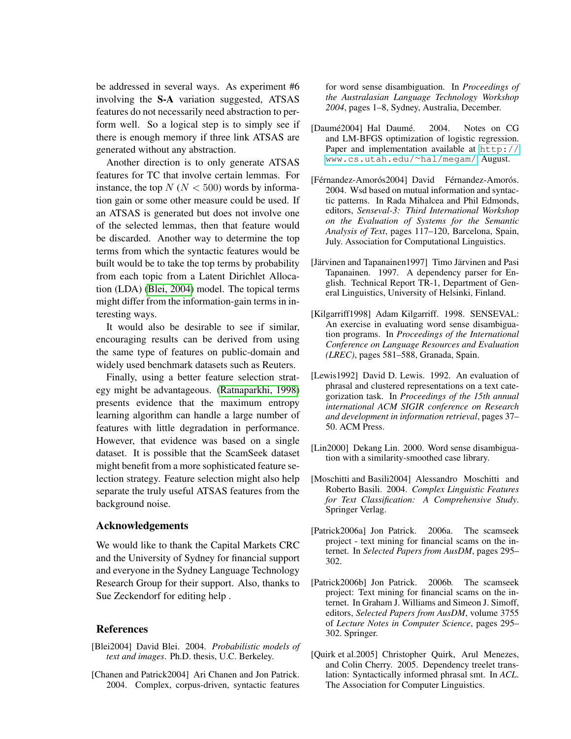be addressed in several ways. As experiment #6 involving the **S-A** variation suggested, ATSAS features do not necessarily need abstraction to perform well. So a logical step is to simply see if there is enough memory if three link ATSAS are generated without any abstraction.

Another direction is to only generate ATSAS features for TC that involve certain lemmas. For instance, the top $N$ ($N < 500$) words by information gain or some other measure could be used. If an ATSAS is generated but does not involve one of the selected lemmas, then that feature would be discarded. Another way to determine the top terms from which the syntactic features would be built would be to take the top terms by probability from each topic from a Latent Dirichlet Allocation (LDA) (Blei, 2004) model. The topical terms might differ from the information-gain terms in interesting ways.

It would also be desirable to see if similar, encouraging results can be derived from using the same type of features on public-domain and widely used benchmark datasets such as Reuters.

Finally, using a better feature selection strategy might be advantageous. (Ratnaparkhi, 1998) presents evidence that the maximum entropy learning algorithm can handle a large number of features with little degradation in performance. However, that evidence was based on a single dataset. It is possible that the ScamSeek dataset might benefit from a more sophisticated feature selection strategy. Feature selection might also help separate the truly useful ATSAS features from the background noise.

## Acknowledgements

We would like to thank the Capital Markets CRC and the University of Sydney for financial support and everyone in the Sydney Language Technology Research Group for their support. Also, thanks to Sue Zeckendorf for editing help .

## References

[Blei2004] David Blei. 2004. *Probabilistic models of text and images*. Ph.D. thesis, U.C. Berkeley.

[Chanen and Patrick2004] Ari Chanen and Jon Patrick. 2004. Complex, corpus-driven, syntactic features for word sense disambiguation. In *Proceedings of the Australasian Language Technology Workshop 2004*, pages 1–8, Sydney, Australia, December.

[Daumé2004] Hal Daumé. 2004. Notes on CG and LM-BFGS optimization of logistic regression. Paper and implementation available at http://www.cs.utah.edu/~hal/megam/, August.

[Férnandez-Amorós2004] David Férnandez-Amorós. 2004. Wsd based on mutual information and syntactic patterns. In Rada Mihalcea and Phil Edmonds, editors, *Senseval-3: Third International Workshop on the Evaluation of Systems for the Semantic Analysis of Text*, pages 117–120, Barcelona, Spain, July. Association for Computational Linguistics.

[Järvinen and Tapanainen1997] Timo Järvinen and Pasi Tapanainen. 1997. A dependency parser for English. Technical Report TR-1, Department of General Linguistics, University of Helsinki, Finland.

[Kilgarriff1998] Adam Kilgarriff. 1998. SENSEVAL: An exercise in evaluating word sense disambiguation programs. In *Proceedings of the International Conference on Language Resources and Evaluation (LREC)*, pages 581–588, Granada, Spain.

[Lewis1992] David D. Lewis. 1992. An evaluation of phrasal and clustered representations on a text categorization task. In *Proceedings of the 15th annual international ACM SIGIR conference on Research and development in information retrieval*, pages 37–50. ACM Press.

[Lin2000] Dekang Lin. 2000. Word sense disambiguation with a similarity-smoothed case library.

[Moschitti and Basili2004] Alessandro Moschitti and Roberto Basili. 2004. *Complex Linguistic Features for Text Classification: A Comprehensive Study*. Springer Verlag.

[Patrick2006a] Jon Patrick. 2006a. The scamseek project - text mining for financial scams on the internet. In *Selected Papers from AusDM*, pages 295–302.

[Patrick2006b] Jon Patrick. 2006b. The scamseek project: Text mining for financial scams on the internet. In Graham J. Williams and Simeon J. Simoff, editors, *Selected Papers from AusDM*, volume 3755 of *Lecture Notes in Computer Science*, pages 295–302. Springer.

[Quirk et al.2005] Christopher Quirk, Arul Menezes, and Colin Cherry. 2005. Dependency treelet translation: Syntactically informed phrasal smt. In *ACL*. The Association for Computer Linguistics.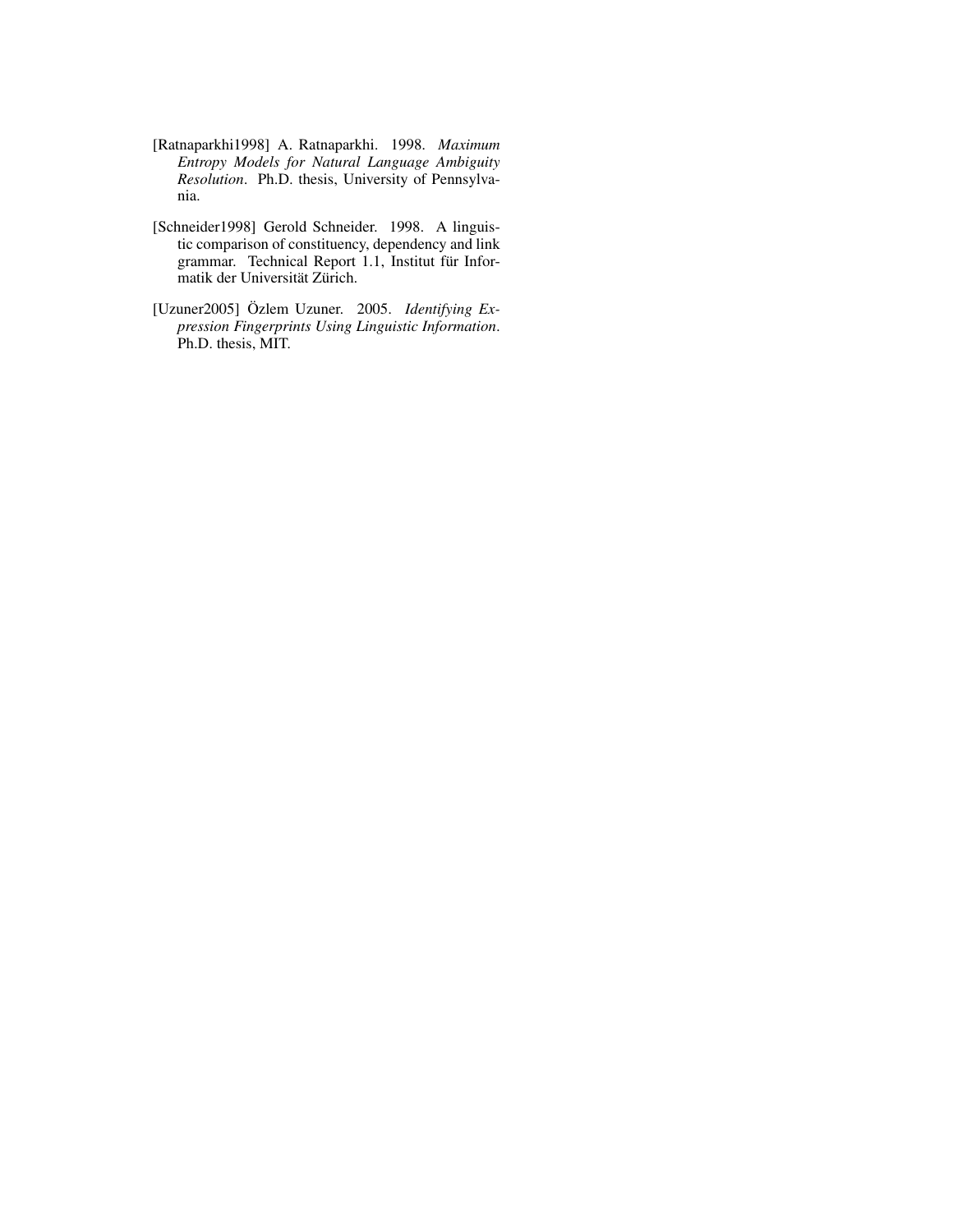[Ratnaparkhi1998] A. Ratnaparkhi. 1998. *Maximum Entropy Models for Natural Language Ambiguity Resolution*. Ph.D. thesis, University of Pennsylvania.

[Schneider1998] Gerold Schneider. 1998. A linguistic comparison of constituency, dependency and link grammar. Technical Report 1.1, Institut für Informatik der Universität Zürich.

[Uzuner2005] Özlem Uzuner. 2005. *Identifying Expression Fingerprints Using Linguistic Information*. Ph.D. thesis, MIT.